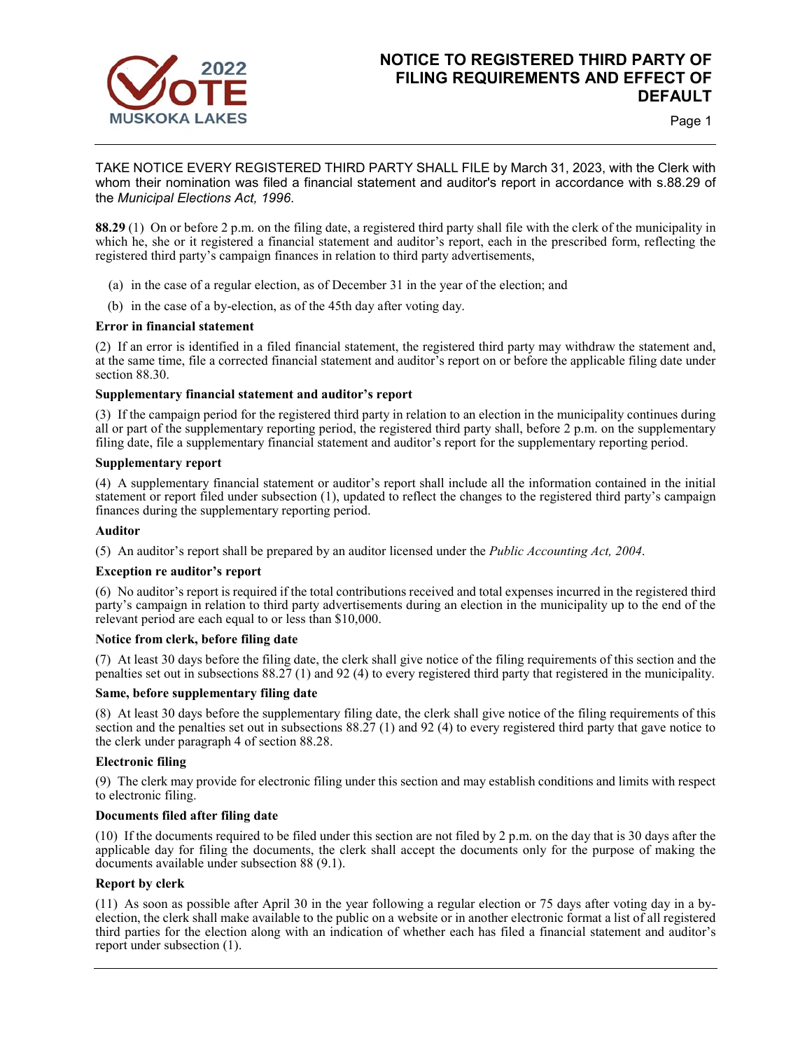# NOTICE TO REGISTERED THIRD PARTY OF FILING REQUIREMENTS AND EFFECT OF DEFAULT

TAKE NOTICE EVERY REGISTERED THIRD PARTY SHALL FILE by March 31, 2023, with the Clerk with whom their nomination was filed a financial statement and auditor's report in accordance with s.88.29 of the *Municipal Elections Act, 1996*.

**88.29** (1) On or before 2 p.m. on the filing date, a registered third party shall file with the clerk of the municipality in which he, she or it registered a financial statement and auditor's report, each in the prescribed form, reflecting the registered third party's campaign finances in relation to third party advertisements,

(a) in the case of a regular election, as of December 31 in the year of the election; and

(b) in the case of a by-election, as of the 45th day after voting day.

**Error in financial statement**

(2) If an error is identified in a filed financial statement, the registered third party may withdraw the statement and, at the same time, file a corrected financial statement and auditor's report on or before the applicable filing date under section 88.30.

**Supplementary financial statement and auditor's report**

(3) If the campaign period for the registered third party in relation to an election in the municipality continues during all or part of the supplementary reporting period, the registered third party shall, before 2 p.m. on the supplementary filing date, file a supplementary financial statement and auditor's report for the supplementary reporting period.

**Supplementary report**

(4) A supplementary financial statement or auditor's report shall include all the information contained in the initial statement or report filed under subsection (1), updated to reflect the changes to the registered third party's campaign finances during the supplementary reporting period.

**Auditor**

(5) An auditor's report shall be prepared by an auditor licensed under the *Public Accounting Act, 2004*.

**Exception re auditor's report**

(6) No auditor's report is required if the total contributions received and total expenses incurred in the registered third party's campaign in relation to third party advertisements during an election in the municipality up to the end of the relevant period are each equal to or less than $10,000.

**Notice from clerk, before filing date**

(7) At least 30 days before the filing date, the clerk shall give notice of the filing requirements of this section and the penalties set out in subsections 88.27 (1) and 92 (4) to every registered third party that registered in the municipality.

**Same, before supplementary filing date**

(8) At least 30 days before the supplementary filing date, the clerk shall give notice of the filing requirements of this section and the penalties set out in subsections 88.27 (1) and 92 (4) to every registered third party that gave notice to the clerk under paragraph 4 of section 88.28.

**Electronic filing**

(9) The clerk may provide for electronic filing under this section and may establish conditions and limits with respect to electronic filing.

**Documents filed after filing date**

(10) If the documents required to be filed under this section are not filed by 2 p.m. on the day that is 30 days after the applicable day for filing the documents, the clerk shall accept the documents only for the purpose of making the documents available under subsection 88 (9.1).

**Report by clerk**

(11) As soon as possible after April 30 in the year following a regular election or 75 days after voting day in a by-election, the clerk shall make available to the public on a website or in another electronic format a list of all registered third parties for the election along with an indication of whether each has filed a financial statement and auditor's report under subsection (1).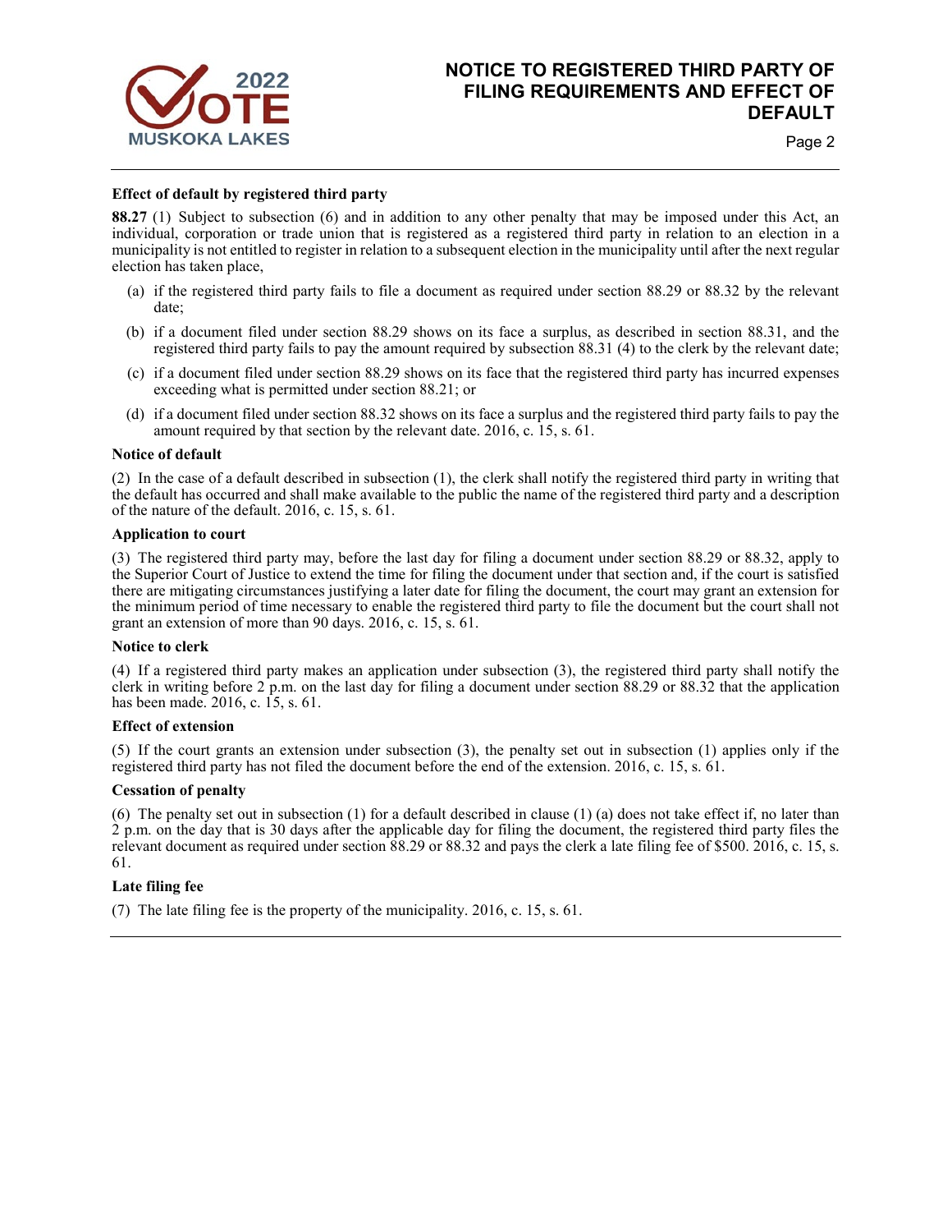**Effect of default by registered third party**

**88.27** (1) Subject to subsection (6) and in addition to any other penalty that may be imposed under this Act, an individual, corporation or trade union that is registered as a registered third party in relation to an election in a municipality is not entitled to register in relation to a subsequent election in the municipality until after the next regular election has taken place,

- (a) if the registered third party fails to file a document as required under section 88.29 or 88.32 by the relevant date;
- (b) if a document filed under section 88.29 shows on its face a surplus, as described in section 88.31, and the registered third party fails to pay the amount required by subsection 88.31 (4) to the clerk by the relevant date;
- (c) if a document filed under section 88.29 shows on its face that the registered third party has incurred expenses exceeding what is permitted under section 88.21; or
- (d) if a document filed under section 88.32 shows on its face a surplus and the registered third party fails to pay the amount required by that section by the relevant date. 2016, c. 15, s. 61.

**Notice of default**

(2) In the case of a default described in subsection (1), the clerk shall notify the registered third party in writing that the default has occurred and shall make available to the public the name of the registered third party and a description of the nature of the default. 2016, c. 15, s. 61.

**Application to court**

(3) The registered third party may, before the last day for filing a document under section 88.29 or 88.32, apply to the Superior Court of Justice to extend the time for filing the document under that section and, if the court is satisfied there are mitigating circumstances justifying a later date for filing the document, the court may grant an extension for the minimum period of time necessary to enable the registered third party to file the document but the court shall not grant an extension of more than 90 days. 2016, c. 15, s. 61.

**Notice to clerk**

(4) If a registered third party makes an application under subsection (3), the registered third party shall notify the clerk in writing before 2 p.m. on the last day for filing a document under section 88.29 or 88.32 that the application has been made. 2016, c. 15, s. 61.

**Effect of extension**

(5) If the court grants an extension under subsection (3), the penalty set out in subsection (1) applies only if the registered third party has not filed the document before the end of the extension. 2016, c. 15, s. 61.

**Cessation of penalty**

(6) The penalty set out in subsection (1) for a default described in clause (1) (a) does not take effect if, no later than 2 p.m. on the day that is 30 days after the applicable day for filing the document, the registered third party files the relevant document as required under section 88.29 or 88.32 and pays the clerk a late filing fee of $500. 2016, c. 15, s. 61.

**Late filing fee**

(7) The late filing fee is the property of the municipality. 2016, c. 15, s. 61.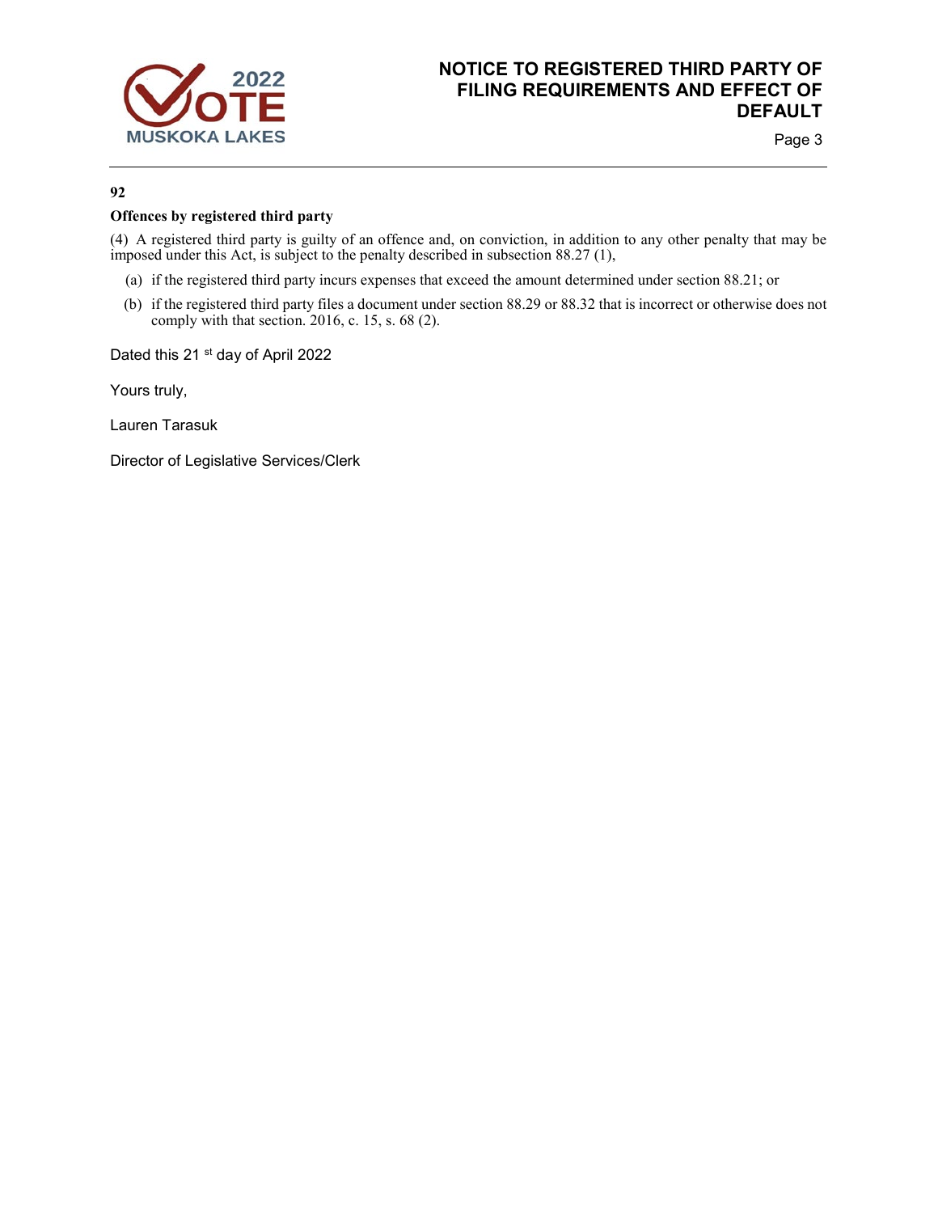**92**

**Offences by registered third party**

(4) A registered third party is guilty of an offence and, on conviction, in addition to any other penalty that may be imposed under this Act, is subject to the penalty described in subsection 88.27 (1),

(a) if the registered third party incurs expenses that exceed the amount determined under section 88.21; or

(b) if the registered third party files a document under section 88.29 or 88.32 that is incorrect or otherwise does not comply with that section. 2016, c. 15, s. 68 (2).

Dated this 21 st day of April 2022

Yours truly,

Lauren Tarasuk

Director of Legislative Services/Clerk